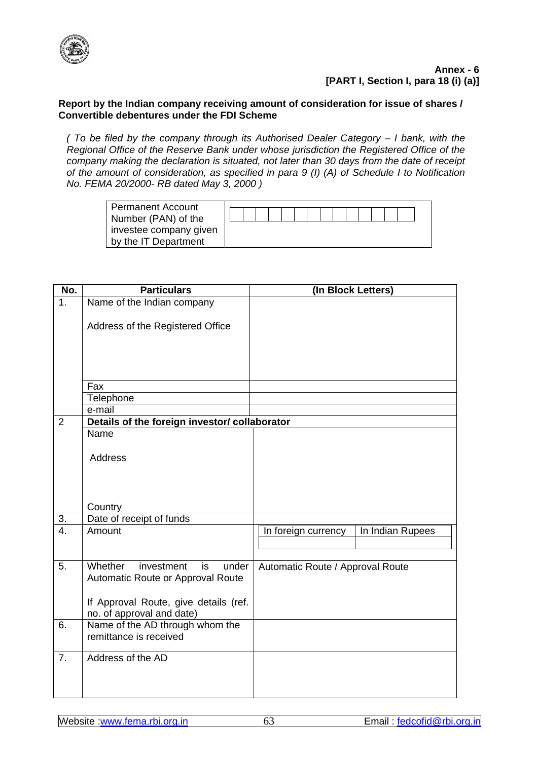**Annex - 6**
**[PART I, Section I, para 18 (i) (a)]**

**Report by the Indian company receiving amount of consideration for issue of shares / Convertible debentures under the FDI Scheme**

*( To be filed by the company through its Authorised Dealer Category – I bank, with the Regional Office of the Reserve Bank under whose jurisdiction the Registered Office of the company making the declaration is situated, not later than 30 days from the date of receipt of the amount of consideration, as specified in para 9 (I) (A) of Schedule I to Notification No. FEMA 20/2000- RB dated May 3, 2000 )*

| Permanent Account Number (PAN) of the investee company given by the IT Department | |
|---|---|

| No. | Particulars | (In Block Letters) |
|---|---|---|
| 1. | Name of the Indian company<br><br>Address of the Registered Office | |
| | Fax | |
| | Telephone | |
| | e-mail | |
| 2 | **Details of the foreign investor/ collaborator** | |
| | Name<br><br>Address<br><br>Country | |
| 3. | Date of receipt of funds | |
| 4. | Amount | In foreign currency / In Indian Rupees |
| 5. | Whether investment is under Automatic Route or Approval Route<br><br>If Approval Route, give details (ref. no. of approval and date) | Automatic Route / Approval Route |
| 6. | Name of the AD through whom the remittance is received | |
| 7. | Address of the AD | |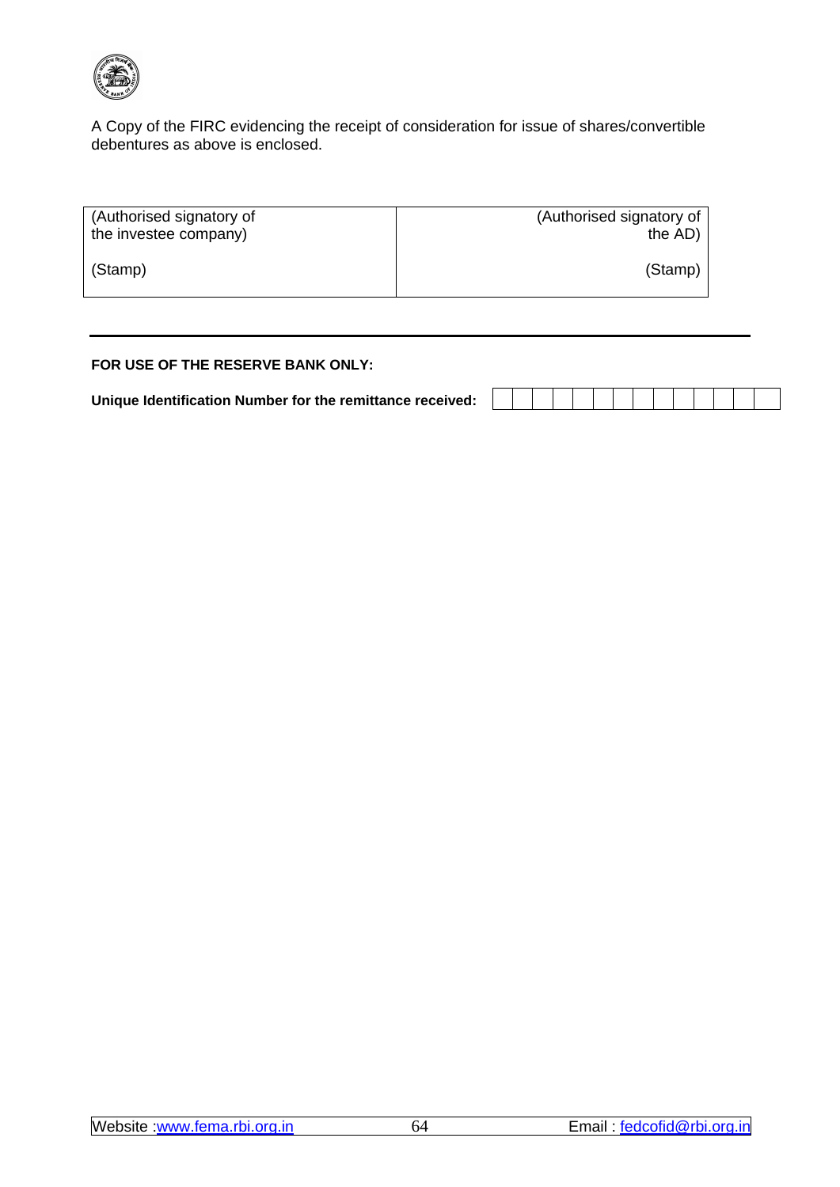A Copy of the FIRC evidencing the receipt of consideration for issue of shares/convertible debentures as above is enclosed.

| | |
|---|---|
| (Authorised signatory of the investee company)<br><br>(Stamp) | (Authorised signatory of the AD)<br><br>(Stamp) |

---

**FOR USE OF THE RESERVE BANK ONLY:**

**Unique Identification Number for the remittance received:**

| | | | | | | | | | | | | | | |
|---|---|---|---|---|---|---|---|---|---|---|---|---|---|---|
| | | | | | | | | | | | | | | |